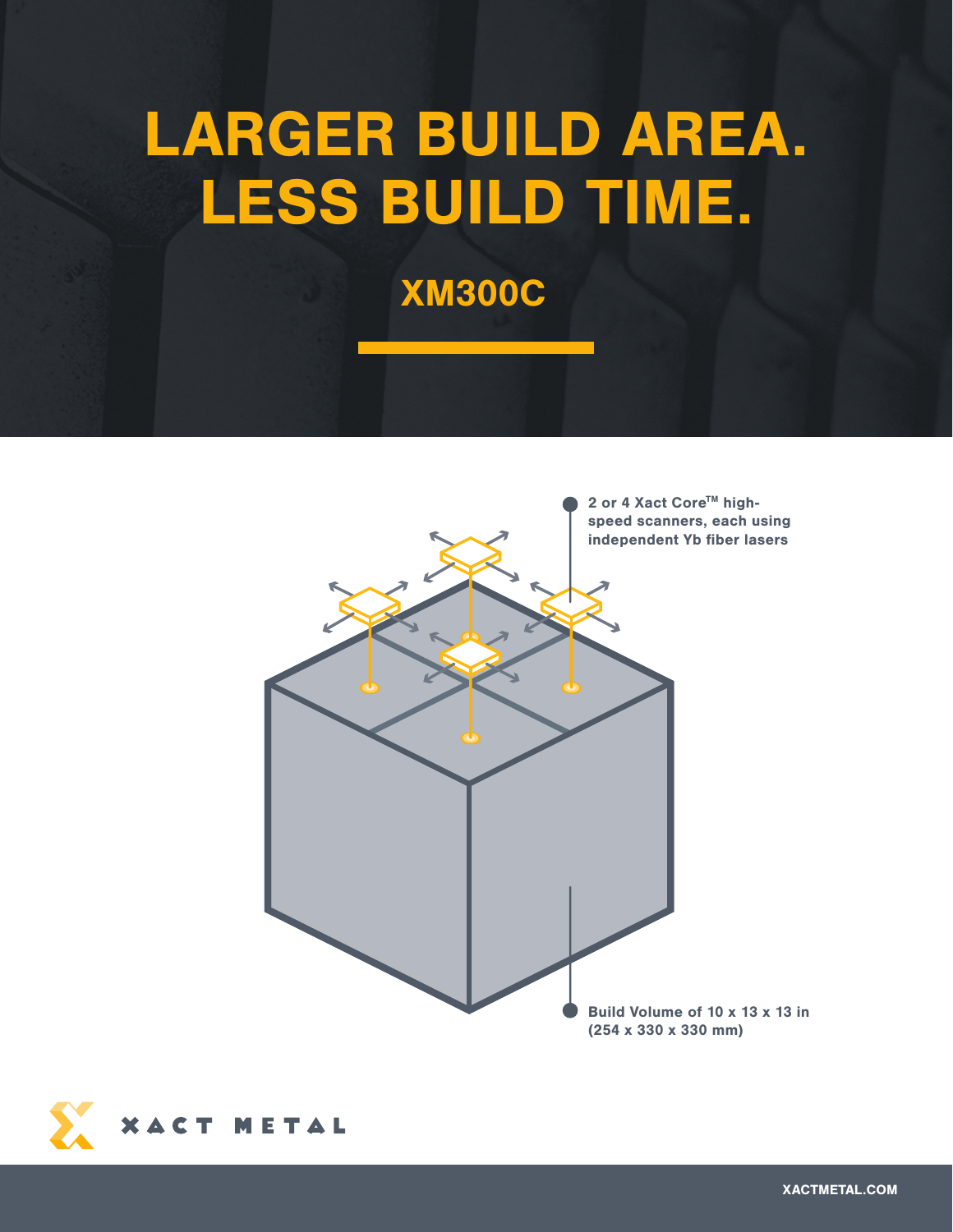# LARGER BUILD AREA. LESS BUILD TIME.

## XM300C

- 2 or 4 Xact Core™ high-speed scanners, each using independent Yb fiber lasers
- Build Volume of 10 x 13 x 13 in (254 x 330 x 330 mm)

XACT METAL

XACTMETAL.COM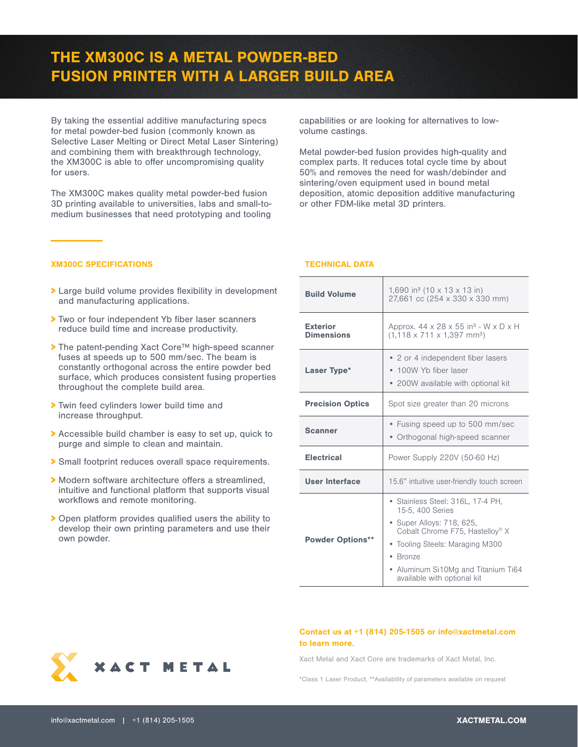# THE XM300C IS A METAL POWDER-BED FUSION PRINTER WITH A LARGER BUILD AREA

By taking the essential additive manufacturing specs for metal powder-bed fusion (commonly known as Selective Laser Melting or Direct Metal Laser Sintering) and combining them with breakthrough technology, the XM300C is able to offer uncompromising quality for users.

The XM300C makes quality metal powder-bed fusion 3D printing available to universities, labs and small-to-medium businesses that need prototyping and tooling capabilities or are looking for alternatives to low-volume castings.

Metal powder-bed fusion provides high-quality and complex parts. It reduces total cycle time by about 50% and removes the need for wash/debinder and sintering/oven equipment used in bound metal deposition, atomic deposition additive manufacturing or other FDM-like metal 3D printers.

## XM300C SPECIFICATIONS

- Large build volume provides flexibility in development and manufacturing applications.
- Two or four independent Yb fiber laser scanners reduce build time and increase productivity.
- The patent-pending Xact Core™ high-speed scanner fuses at speeds up to 500 mm/sec. The beam is constantly orthogonal across the entire powder bed surface, which produces consistent fusing properties throughout the complete build area.
- Twin feed cylinders lower build time and increase throughput.
- Accessible build chamber is easy to set up, quick to purge and simple to clean and maintain.
- Small footprint reduces overall space requirements.
- Modern software architecture offers a streamlined, intuitive and functional platform that supports visual workflows and remote monitoring.
- Open platform provides qualified users the ability to develop their own printing parameters and use their own powder.

## TECHNICAL DATA

| | |
|---|---|
| **Build Volume** | 1,690 in³ (10 x 13 x 13 in)<br>27,661 cc (254 x 330 x 330 mm) |
| **Exterior Dimensions** | Approx. 44 x 28 x 55 in³ - W x D x H<br>(1,118 x 711 x 1,397 mm³) |
| **Laser Type*** | • 2 or 4 independent fiber lasers<br>• 100W Yb fiber laser<br>• 200W available with optional kit |
| **Precision Optics** | Spot size greater than 20 microns |
| **Scanner** | • Fusing speed up to 500 mm/sec<br>• Orthogonal high-speed scanner |
| **Electrical** | Power Supply 220V (50-60 Hz) |
| **User Interface** | 15.6" intuitive user-friendly touch screen |
| **Powder Options**** | • Stainless Steel: 316L, 17-4 PH, 15-5, 400 Series<br>• Super Alloys: 718, 625, Cobalt Chrome F75, Hastelloy® X<br>• Tooling Steels: Maraging M300<br>• Bronze<br>• Aluminum Si10Mg and Titanium Ti64 available with optional kit |

**Contact us at +1 (814) 205-1505 or info@xactmetal.com to learn more.**

XACT METAL

Xact Metal and Xact Core are trademarks of Xact Metal, Inc.

*Class 1 Laser Product, **Availability of parameters available on request

info@xactmetal.com | +1 (814) 205-1505

XACTMETAL.COM